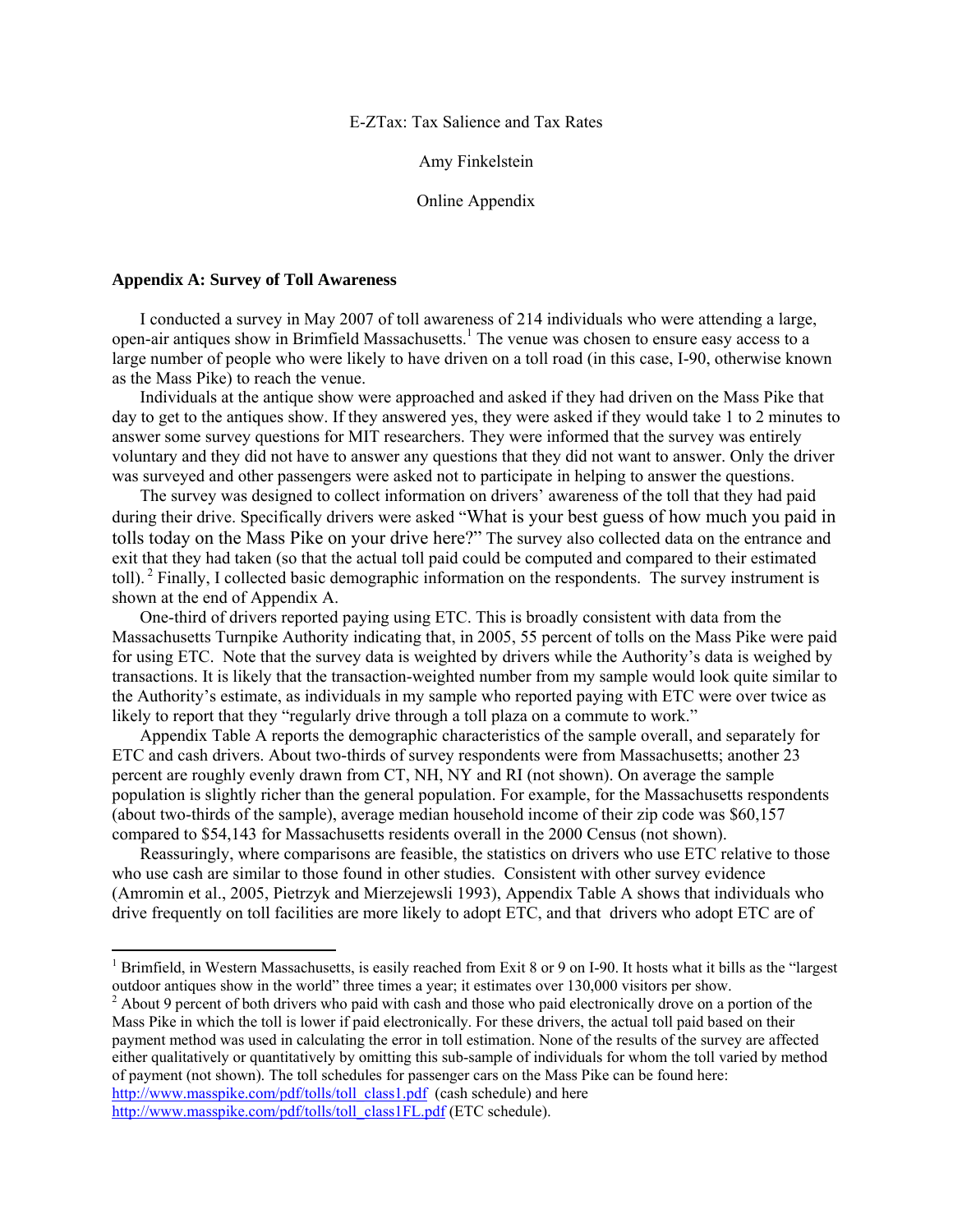E-ZTax: Tax Salience and Tax Rates

Amy Finkelstein

Online Appendix

## Appendix A: Survey of Toll Awareness

I conducted a survey in May 2007 of toll awareness of 214 individuals who were attending a large, open-air antiques show in Brimfield Massachusetts.[1] The venue was chosen to ensure easy access to a large number of people who were likely to have driven on a toll road (in this case, I-90, otherwise known as the Mass Pike) to reach the venue.

Individuals at the antique show were approached and asked if they had driven on the Mass Pike that day to get to the antiques show. If they answered yes, they were asked if they would take 1 to 2 minutes to answer some survey questions for MIT researchers. They were informed that the survey was entirely voluntary and they did not have to answer any questions that they did not want to answer. Only the driver was surveyed and other passengers were asked not to participate in helping to answer the questions.

The survey was designed to collect information on drivers' awareness of the toll that they had paid during their drive. Specifically drivers were asked "What is your best guess of how much you paid in tolls today on the Mass Pike on your drive here?" The survey also collected data on the entrance and exit that they had taken (so that the actual toll paid could be computed and compared to their estimated toll).[2] Finally, I collected basic demographic information on the respondents. The survey instrument is shown at the end of Appendix A.

One-third of drivers reported paying using ETC. This is broadly consistent with data from the Massachusetts Turnpike Authority indicating that, in 2005, 55 percent of tolls on the Mass Pike were paid for using ETC. Note that the survey data is weighted by drivers while the Authority's data is weighed by transactions. It is likely that the transaction-weighted number from my sample would look quite similar to the Authority's estimate, as individuals in my sample who reported paying with ETC were over twice as likely to report that they "regularly drive through a toll plaza on a commute to work."

Appendix Table A reports the demographic characteristics of the sample overall, and separately for ETC and cash drivers. About two-thirds of survey respondents were from Massachusetts; another 23 percent are roughly evenly drawn from CT, NH, NY and RI (not shown). On average the sample population is slightly richer than the general population. For example, for the Massachusetts respondents (about two-thirds of the sample), average median household income of their zip code was $60,157 compared to $54,143 for Massachusetts residents overall in the 2000 Census (not shown).

Reassuringly, where comparisons are feasible, the statistics on drivers who use ETC relative to those who use cash are similar to those found in other studies. Consistent with other survey evidence (Amromin et al., 2005, Pietrzyk and Mierzejewsli 1993), Appendix Table A shows that individuals who drive frequently on toll facilities are more likely to adopt ETC, and that drivers who adopt ETC are of

[1] Brimfield, in Western Massachusetts, is easily reached from Exit 8 or 9 on I-90. It hosts what it bills as the "largest outdoor antiques show in the world" three times a year; it estimates over 130,000 visitors per show.

[2] About 9 percent of both drivers who paid with cash and those who paid electronically drove on a portion of the Mass Pike in which the toll is lower if paid electronically. For these drivers, the actual toll paid based on their payment method was used in calculating the error in toll estimation. None of the results of the survey are affected either qualitatively or quantitatively by omitting this sub-sample of individuals for whom the toll varied by method of payment (not shown). The toll schedules for passenger cars on the Mass Pike can be found here: http://www.masspike.com/pdf/tolls/toll_class1.pdf (cash schedule) and here http://www.masspike.com/pdf/tolls/toll_class1FL.pdf (ETC schedule).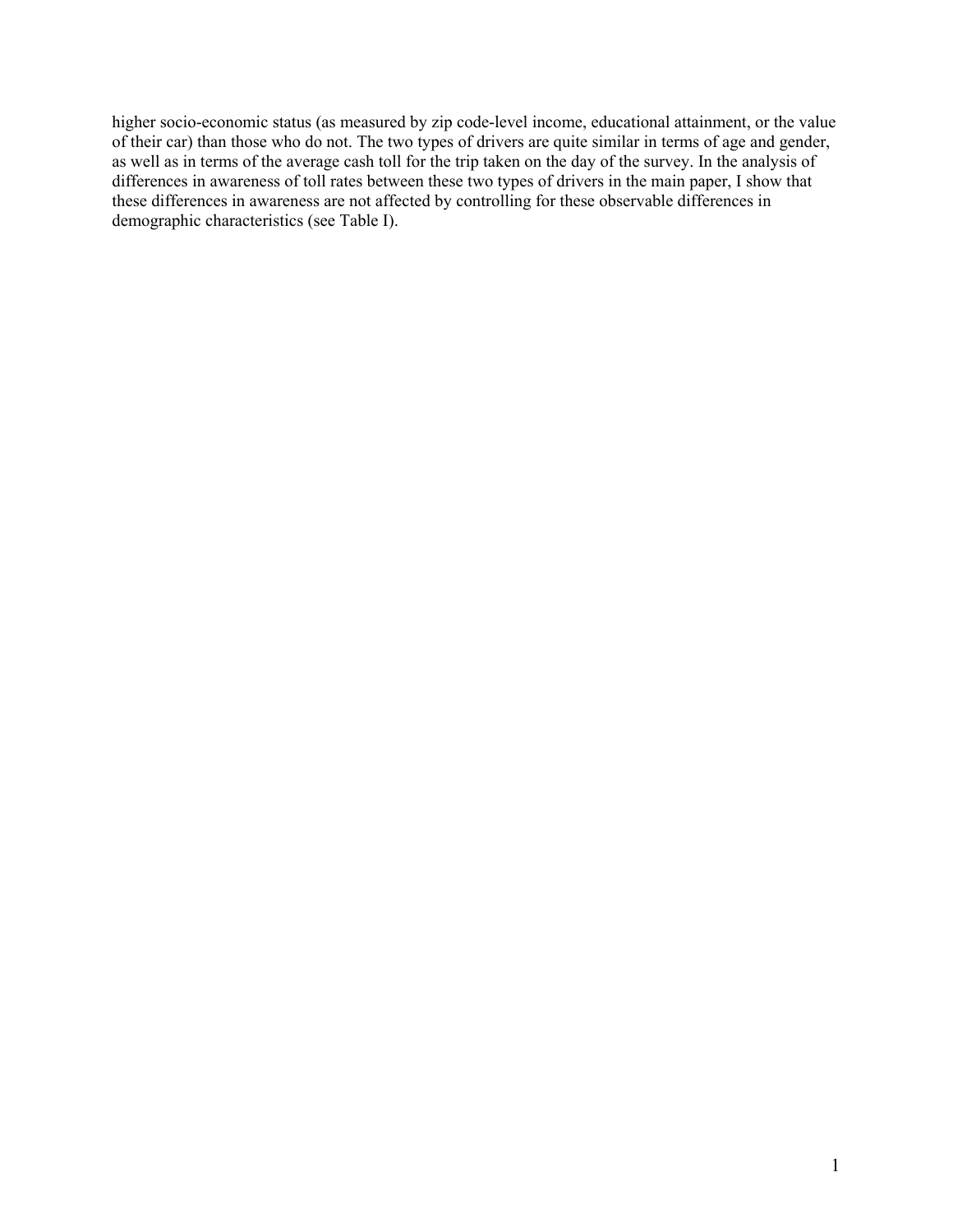higher socio-economic status (as measured by zip code-level income, educational attainment, or the value of their car) than those who do not. The two types of drivers are quite similar in terms of age and gender, as well as in terms of the average cash toll for the trip taken on the day of the survey. In the analysis of differences in awareness of toll rates between these two types of drivers in the main paper, I show that these differences in awareness are not affected by controlling for these observable differences in demographic characteristics (see Table I).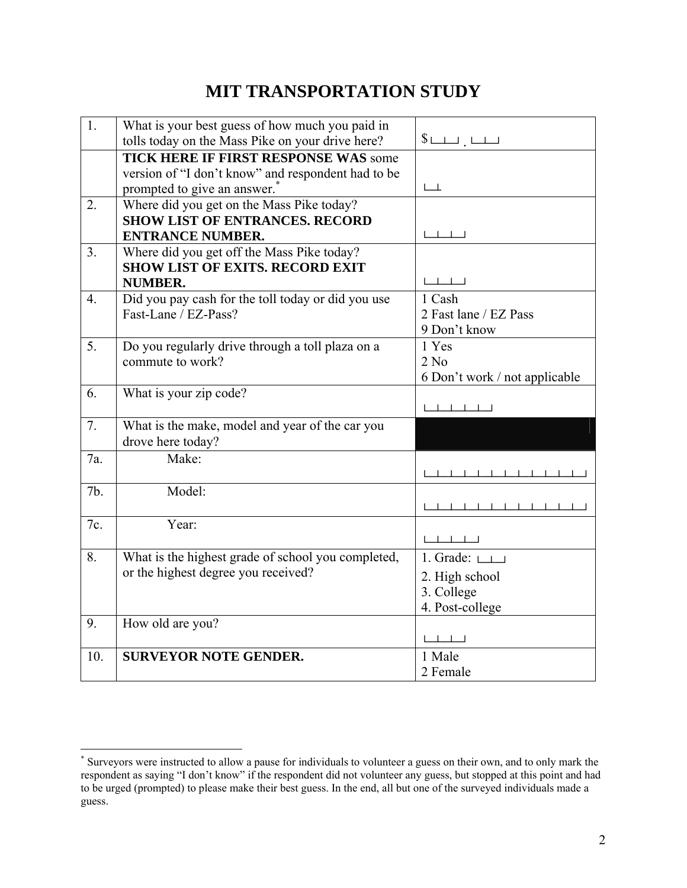# MIT TRANSPORTATION STUDY

| | | |
|---|---|---|
| 1. | What is your best guess of how much you paid in tolls today on the Mass Pike on your drive here? | $ ⌊__⌋ . ⌊__⌋ |
| | **TICK HERE IF FIRST RESPONSE WAS** some version of "I don't know" and respondent had to be prompted to give an answer.* | ⌊_⌋ |
| 2. | Where did you get on the Mass Pike today? **SHOW LIST OF ENTRANCES. RECORD ENTRANCE NUMBER.** | ⌊__⌋ |
| 3. | Where did you get off the Mass Pike today? **SHOW LIST OF EXITS. RECORD EXIT NUMBER.** | ⌊__⌋ |
| 4. | Did you pay cash for the toll today or did you use Fast-Lane / EZ-Pass? | 1 Cash<br>2 Fast lane / EZ Pass<br>9 Don't know |
| 5. | Do you regularly drive through a toll plaza on a commute to work? | 1 Yes<br>2 No<br>6 Don't work / not applicable |
| 6. | What is your zip code? | ⌊_____⌋ |
| 7. | What is the make, model and year of the car you drove here today? | |
| 7a. | Make: | ⌊______________⌋ |
| 7b. | Model: | ⌊______________⌋ |
| 7c. | Year: | ⌊____⌋ |
| 8. | What is the highest grade of school you completed, or the highest degree you received? | 1. Grade: ⌊__⌋<br>2. High school<br>3. College<br>4. Post-college |
| 9. | How old are you? | ⌊__⌋ |
| 10. | **SURVEYOR NOTE GENDER.** | 1 Male<br>2 Female |

* Surveyors were instructed to allow a pause for individuals to volunteer a guess on their own, and to only mark the respondent as saying "I don't know" if the respondent did not volunteer any guess, but stopped at this point and had to be urged (prompted) to please make their best guess. In the end, all but one of the surveyed individuals made a guess.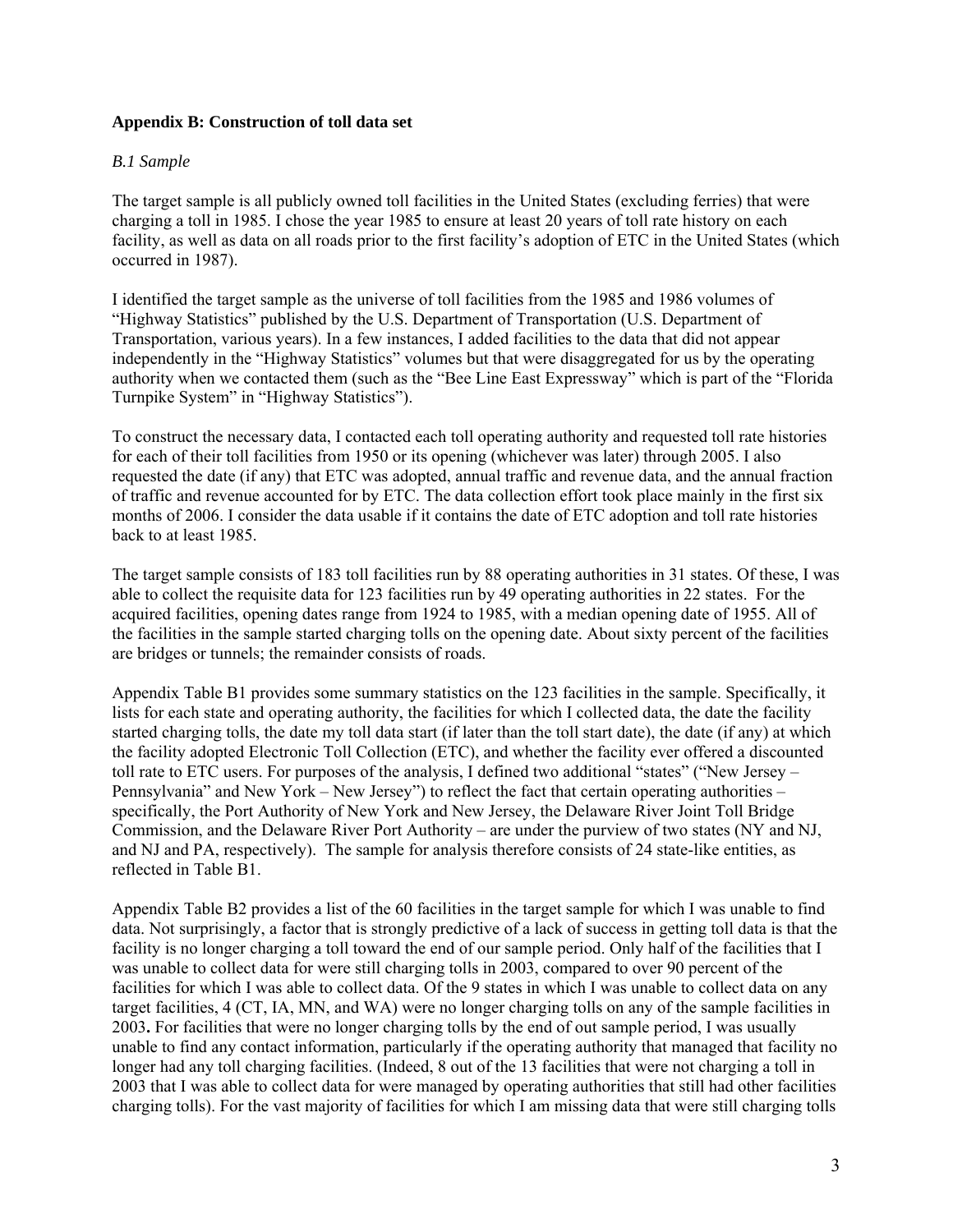### Appendix B: Construction of toll data set

*B.1 Sample*

The target sample is all publicly owned toll facilities in the United States (excluding ferries) that were charging a toll in 1985. I chose the year 1985 to ensure at least 20 years of toll rate history on each facility, as well as data on all roads prior to the first facility's adoption of ETC in the United States (which occurred in 1987).

I identified the target sample as the universe of toll facilities from the 1985 and 1986 volumes of "Highway Statistics" published by the U.S. Department of Transportation (U.S. Department of Transportation, various years). In a few instances, I added facilities to the data that did not appear independently in the "Highway Statistics" volumes but that were disaggregated for us by the operating authority when we contacted them (such as the "Bee Line East Expressway" which is part of the "Florida Turnpike System" in "Highway Statistics").

To construct the necessary data, I contacted each toll operating authority and requested toll rate histories for each of their toll facilities from 1950 or its opening (whichever was later) through 2005. I also requested the date (if any) that ETC was adopted, annual traffic and revenue data, and the annual fraction of traffic and revenue accounted for by ETC. The data collection effort took place mainly in the first six months of 2006. I consider the data usable if it contains the date of ETC adoption and toll rate histories back to at least 1985.

The target sample consists of 183 toll facilities run by 88 operating authorities in 31 states. Of these, I was able to collect the requisite data for 123 facilities run by 49 operating authorities in 22 states. For the acquired facilities, opening dates range from 1924 to 1985, with a median opening date of 1955. All of the facilities in the sample started charging tolls on the opening date. About sixty percent of the facilities are bridges or tunnels; the remainder consists of roads.

Appendix Table B1 provides some summary statistics on the 123 facilities in the sample. Specifically, it lists for each state and operating authority, the facilities for which I collected data, the date the facility started charging tolls, the date my toll data start (if later than the toll start date), the date (if any) at which the facility adopted Electronic Toll Collection (ETC), and whether the facility ever offered a discounted toll rate to ETC users. For purposes of the analysis, I defined two additional "states" ("New Jersey – Pennsylvania" and New York – New Jersey") to reflect the fact that certain operating authorities – specifically, the Port Authority of New York and New Jersey, the Delaware River Joint Toll Bridge Commission, and the Delaware River Port Authority – are under the purview of two states (NY and NJ, and NJ and PA, respectively). The sample for analysis therefore consists of 24 state-like entities, as reflected in Table B1.

Appendix Table B2 provides a list of the 60 facilities in the target sample for which I was unable to find data. Not surprisingly, a factor that is strongly predictive of a lack of success in getting toll data is that the facility is no longer charging a toll toward the end of our sample period. Only half of the facilities that I was unable to collect data for were still charging tolls in 2003, compared to over 90 percent of the facilities for which I was able to collect data. Of the 9 states in which I was unable to collect data on any target facilities, 4 (CT, IA, MN, and WA) were no longer charging tolls on any of the sample facilities in 2003**.** For facilities that were no longer charging tolls by the end of out sample period, I was usually unable to find any contact information, particularly if the operating authority that managed that facility no longer had any toll charging facilities. (Indeed, 8 out of the 13 facilities that were not charging a toll in 2003 that I was able to collect data for were managed by operating authorities that still had other facilities charging tolls). For the vast majority of facilities for which I am missing data that were still charging tolls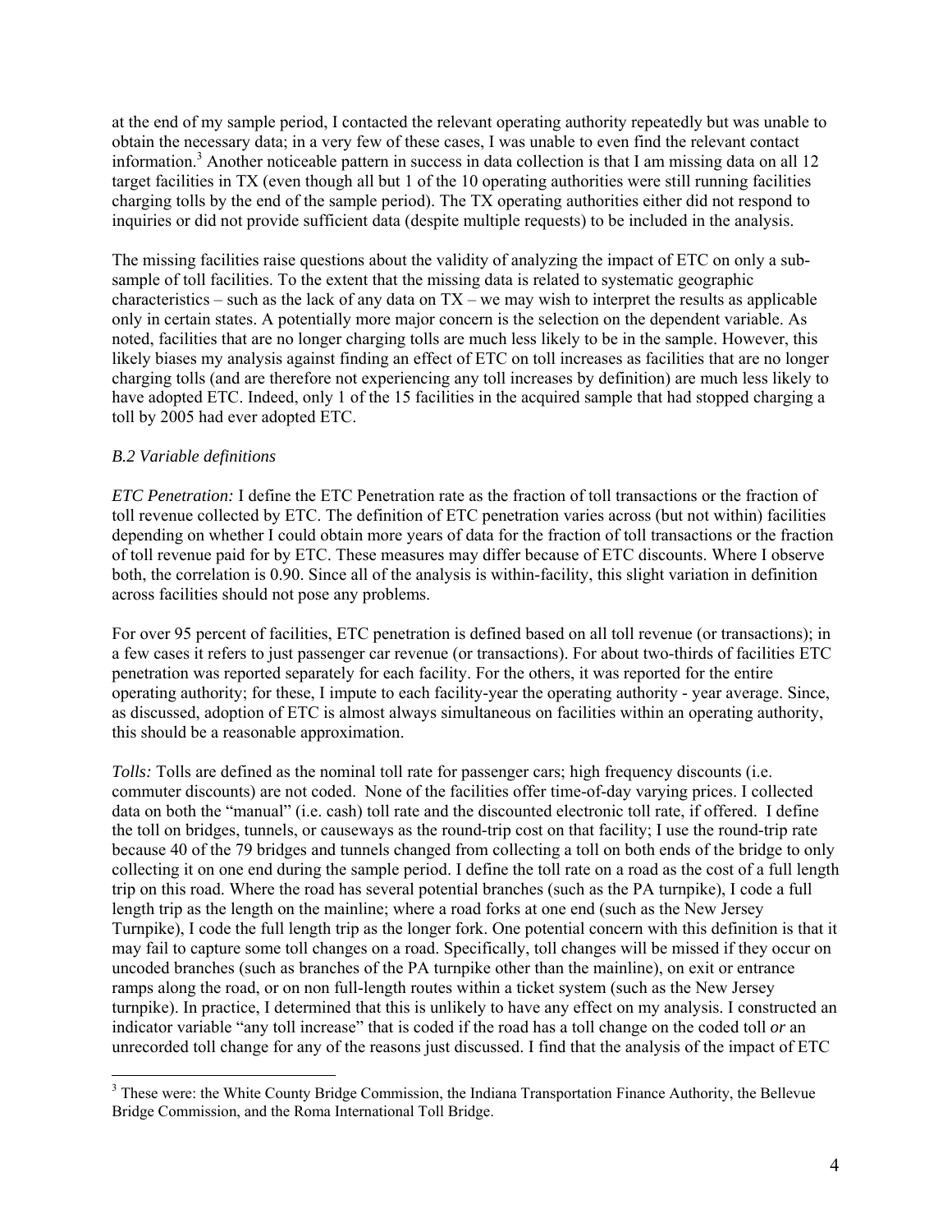at the end of my sample period, I contacted the relevant operating authority repeatedly but was unable to obtain the necessary data; in a very few of these cases, I was unable to even find the relevant contact information.[3] Another noticeable pattern in success in data collection is that I am missing data on all 12 target facilities in TX (even though all but 1 of the 10 operating authorities were still running facilities charging tolls by the end of the sample period). The TX operating authorities either did not respond to inquiries or did not provide sufficient data (despite multiple requests) to be included in the analysis.

The missing facilities raise questions about the validity of analyzing the impact of ETC on only a sub-sample of toll facilities. To the extent that the missing data is related to systematic geographic characteristics – such as the lack of any data on TX – we may wish to interpret the results as applicable only in certain states. A potentially more major concern is the selection on the dependent variable. As noted, facilities that are no longer charging tolls are much less likely to be in the sample. However, this likely biases my analysis against finding an effect of ETC on toll increases as facilities that are no longer charging tolls (and are therefore not experiencing any toll increases by definition) are much less likely to have adopted ETC. Indeed, only 1 of the 15 facilities in the acquired sample that had stopped charging a toll by 2005 had ever adopted ETC.

### *B.2 Variable definitions*

*ETC Penetration:* I define the ETC Penetration rate as the fraction of toll transactions or the fraction of toll revenue collected by ETC. The definition of ETC penetration varies across (but not within) facilities depending on whether I could obtain more years of data for the fraction of toll transactions or the fraction of toll revenue paid for by ETC. These measures may differ because of ETC discounts. Where I observe both, the correlation is 0.90. Since all of the analysis is within-facility, this slight variation in definition across facilities should not pose any problems.

For over 95 percent of facilities, ETC penetration is defined based on all toll revenue (or transactions); in a few cases it refers to just passenger car revenue (or transactions). For about two-thirds of facilities ETC penetration was reported separately for each facility. For the others, it was reported for the entire operating authority; for these, I impute to each facility-year the operating authority - year average. Since, as discussed, adoption of ETC is almost always simultaneous on facilities within an operating authority, this should be a reasonable approximation.

*Tolls:* Tolls are defined as the nominal toll rate for passenger cars; high frequency discounts (i.e. commuter discounts) are not coded. None of the facilities offer time-of-day varying prices. I collected data on both the "manual" (i.e. cash) toll rate and the discounted electronic toll rate, if offered. I define the toll on bridges, tunnels, or causeways as the round-trip cost on that facility; I use the round-trip rate because 40 of the 79 bridges and tunnels changed from collecting a toll on both ends of the bridge to only collecting it on one end during the sample period. I define the toll rate on a road as the cost of a full length trip on this road. Where the road has several potential branches (such as the PA turnpike), I code a full length trip as the length on the mainline; where a road forks at one end (such as the New Jersey Turnpike), I code the full length trip as the longer fork. One potential concern with this definition is that it may fail to capture some toll changes on a road. Specifically, toll changes will be missed if they occur on uncoded branches (such as branches of the PA turnpike other than the mainline), on exit or entrance ramps along the road, or on non full-length routes within a ticket system (such as the New Jersey turnpike). In practice, I determined that this is unlikely to have any effect on my analysis. I constructed an indicator variable "any toll increase" that is coded if the road has a toll change on the coded toll *or* an unrecorded toll change for any of the reasons just discussed. I find that the analysis of the impact of ETC

---

[3] These were: the White County Bridge Commission, the Indiana Transportation Finance Authority, the Bellevue Bridge Commission, and the Roma International Toll Bridge.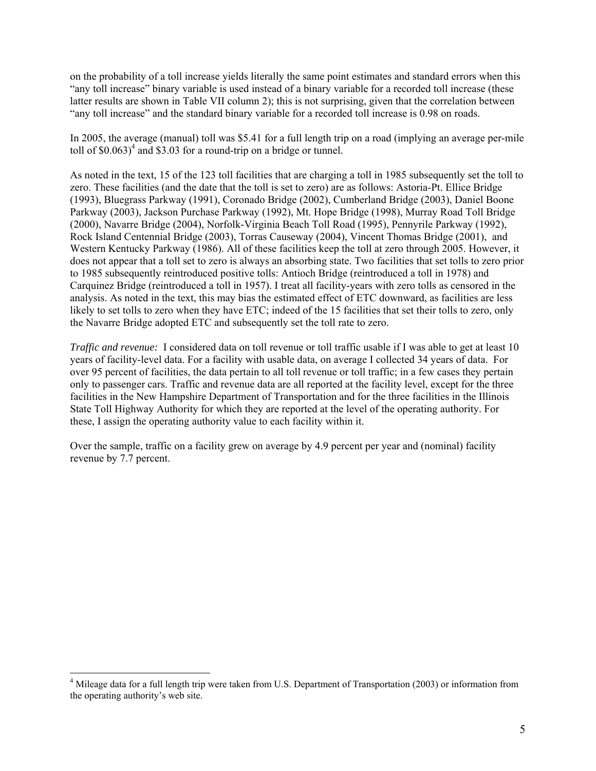on the probability of a toll increase yields literally the same point estimates and standard errors when this "any toll increase" binary variable is used instead of a binary variable for a recorded toll increase (these latter results are shown in Table VII column 2); this is not surprising, given that the correlation between "any toll increase" and the standard binary variable for a recorded toll increase is 0.98 on roads.

In 2005, the average (manual) toll was $5.41 for a full length trip on a road (implying an average per-mile toll of $0.063)[4] and $3.03 for a round-trip on a bridge or tunnel.

As noted in the text, 15 of the 123 toll facilities that are charging a toll in 1985 subsequently set the toll to zero. These facilities (and the date that the toll is set to zero) are as follows: Astoria-Pt. Ellice Bridge (1993), Bluegrass Parkway (1991), Coronado Bridge (2002), Cumberland Bridge (2003), Daniel Boone Parkway (2003), Jackson Purchase Parkway (1992), Mt. Hope Bridge (1998), Murray Road Toll Bridge (2000), Navarre Bridge (2004), Norfolk-Virginia Beach Toll Road (1995), Pennyrile Parkway (1992), Rock Island Centennial Bridge (2003), Torras Causeway (2004), Vincent Thomas Bridge (2001), and Western Kentucky Parkway (1986). All of these facilities keep the toll at zero through 2005. However, it does not appear that a toll set to zero is always an absorbing state. Two facilities that set tolls to zero prior to 1985 subsequently reintroduced positive tolls: Antioch Bridge (reintroduced a toll in 1978) and Carquinez Bridge (reintroduced a toll in 1957). I treat all facility-years with zero tolls as censored in the analysis. As noted in the text, this may bias the estimated effect of ETC downward, as facilities are less likely to set tolls to zero when they have ETC; indeed of the 15 facilities that set their tolls to zero, only the Navarre Bridge adopted ETC and subsequently set the toll rate to zero.

*Traffic and revenue:* I considered data on toll revenue or toll traffic usable if I was able to get at least 10 years of facility-level data. For a facility with usable data, on average I collected 34 years of data. For over 95 percent of facilities, the data pertain to all toll revenue or toll traffic; in a few cases they pertain only to passenger cars. Traffic and revenue data are all reported at the facility level, except for the three facilities in the New Hampshire Department of Transportation and for the three facilities in the Illinois State Toll Highway Authority for which they are reported at the level of the operating authority. For these, I assign the operating authority value to each facility within it.

Over the sample, traffic on a facility grew on average by 4.9 percent per year and (nominal) facility revenue by 7.7 percent.

[4] Mileage data for a full length trip were taken from U.S. Department of Transportation (2003) or information from the operating authority's web site.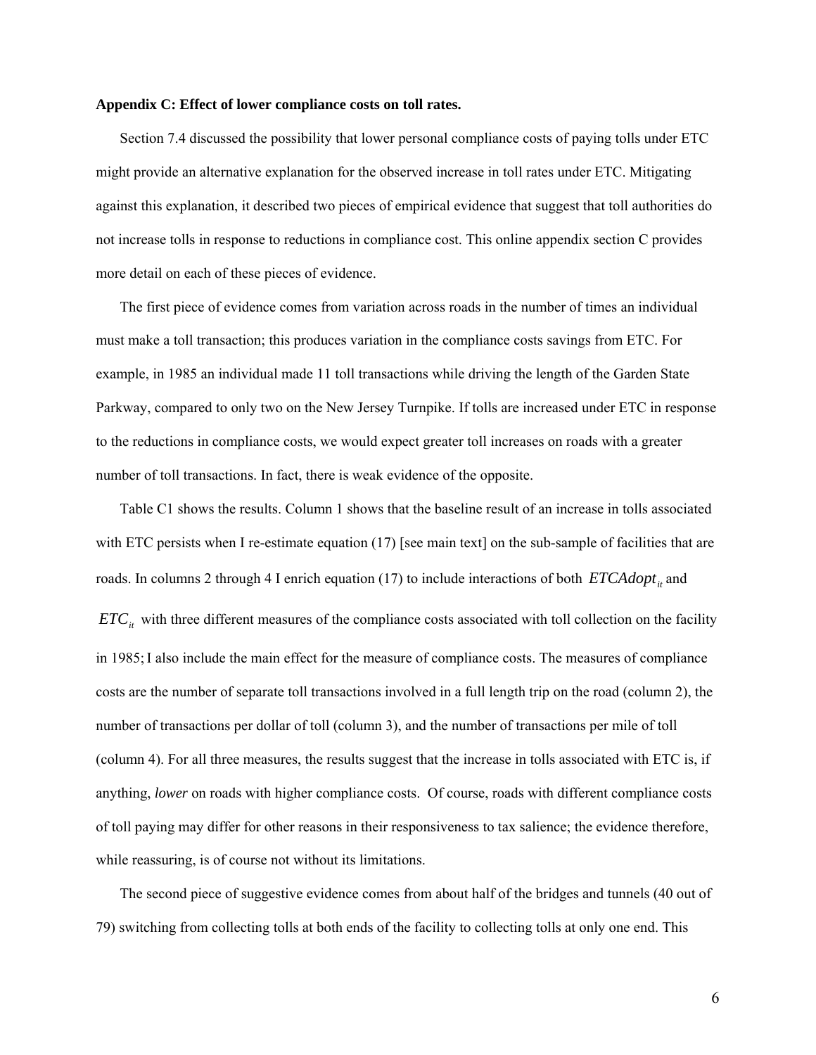**Appendix C: Effect of lower compliance costs on toll rates.**

Section 7.4 discussed the possibility that lower personal compliance costs of paying tolls under ETC might provide an alternative explanation for the observed increase in toll rates under ETC. Mitigating against this explanation, it described two pieces of empirical evidence that suggest that toll authorities do not increase tolls in response to reductions in compliance cost. This online appendix section C provides more detail on each of these pieces of evidence.

The first piece of evidence comes from variation across roads in the number of times an individual must make a toll transaction; this produces variation in the compliance costs savings from ETC. For example, in 1985 an individual made 11 toll transactions while driving the length of the Garden State Parkway, compared to only two on the New Jersey Turnpike. If tolls are increased under ETC in response to the reductions in compliance costs, we would expect greater toll increases on roads with a greater number of toll transactions. In fact, there is weak evidence of the opposite.

Table C1 shows the results. Column 1 shows that the baseline result of an increase in tolls associated with ETC persists when I re-estimate equation (17) [see main text] on the sub-sample of facilities that are roads. In columns 2 through 4 I enrich equation (17) to include interactions of both $ETCAdopt_{it}$ and $ETC_{it}$ with three different measures of the compliance costs associated with toll collection on the facility in 1985; I also include the main effect for the measure of compliance costs. The measures of compliance costs are the number of separate toll transactions involved in a full length trip on the road (column 2), the number of transactions per dollar of toll (column 3), and the number of transactions per mile of toll (column 4). For all three measures, the results suggest that the increase in tolls associated with ETC is, if anything, *lower* on roads with higher compliance costs. Of course, roads with different compliance costs of toll paying may differ for other reasons in their responsiveness to tax salience; the evidence therefore, while reassuring, is of course not without its limitations.

The second piece of suggestive evidence comes from about half of the bridges and tunnels (40 out of 79) switching from collecting tolls at both ends of the facility to collecting tolls at only one end. This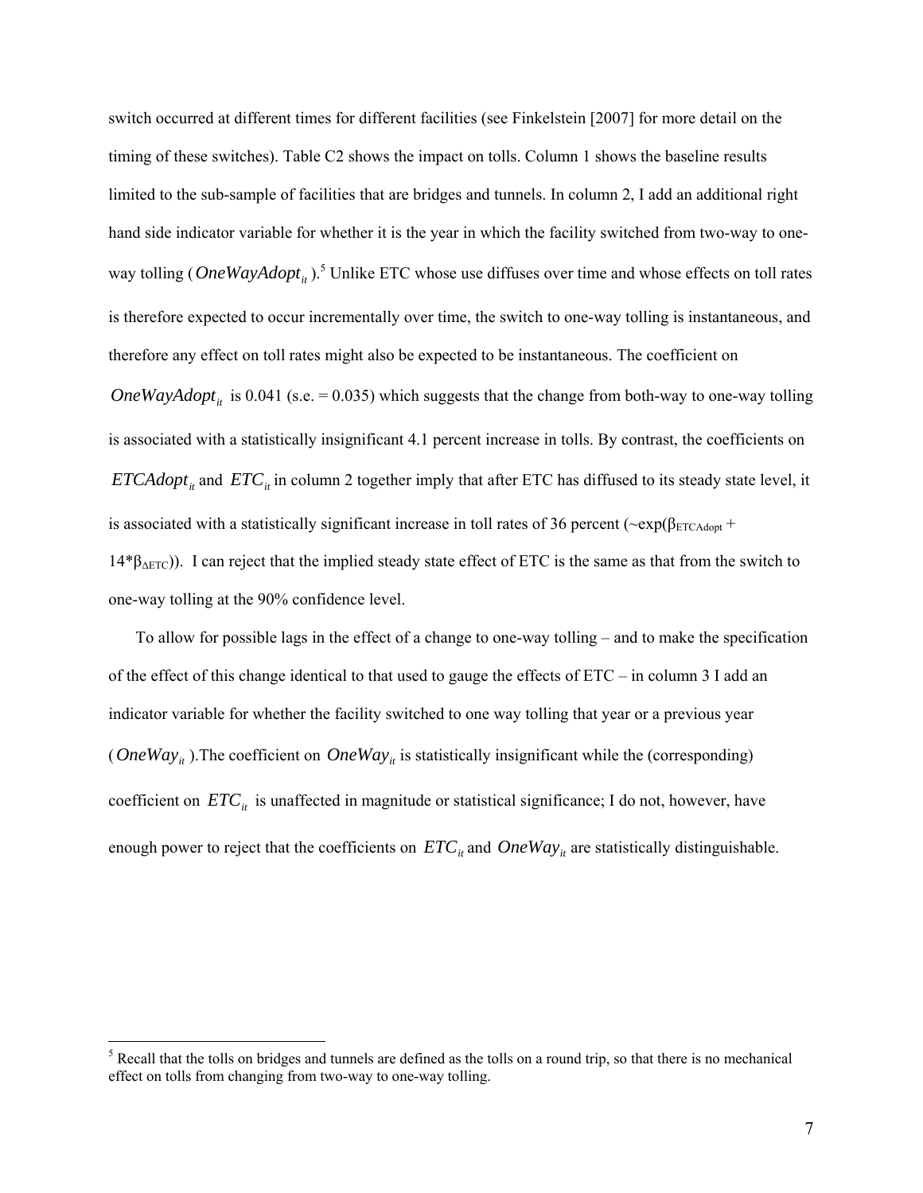switch occurred at different times for different facilities (see Finkelstein [2007] for more detail on the timing of these switches). Table C2 shows the impact on tolls. Column 1 shows the baseline results limited to the sub-sample of facilities that are bridges and tunnels. In column 2, I add an additional right hand side indicator variable for whether it is the year in which the facility switched from two-way to one-way tolling ($OneWayAdopt_{it}$).[5] Unlike ETC whose use diffuses over time and whose effects on toll rates is therefore expected to occur incrementally over time, the switch to one-way tolling is instantaneous, and therefore any effect on toll rates might also be expected to be instantaneous. The coefficient on $OneWayAdopt_{it}$ is 0.041 (s.e. = 0.035) which suggests that the change from both-way to one-way tolling is associated with a statistically insignificant 4.1 percent increase in tolls. By contrast, the coefficients on $ETCAdopt_{it}$ and $ETC_{it}$ in column 2 together imply that after ETC has diffused to its steady state level, it is associated with a statistically significant increase in toll rates of 36 percent (~exp($\beta_{ETCAdopt}$ + 14*$\beta_{\Delta ETC}$)). I can reject that the implied steady state effect of ETC is the same as that from the switch to one-way tolling at the 90% confidence level.

To allow for possible lags in the effect of a change to one-way tolling – and to make the specification of the effect of this change identical to that used to gauge the effects of ETC – in column 3 I add an indicator variable for whether the facility switched to one way tolling that year or a previous year ($OneWay_{it}$).The coefficient on $OneWay_{it}$ is statistically insignificant while the (corresponding) coefficient on $ETC_{it}$ is unaffected in magnitude or statistical significance; I do not, however, have enough power to reject that the coefficients on $ETC_{it}$ and $OneWay_{it}$ are statistically distinguishable.

[5] Recall that the tolls on bridges and tunnels are defined as the tolls on a round trip, so that there is no mechanical effect on tolls from changing from two-way to one-way tolling.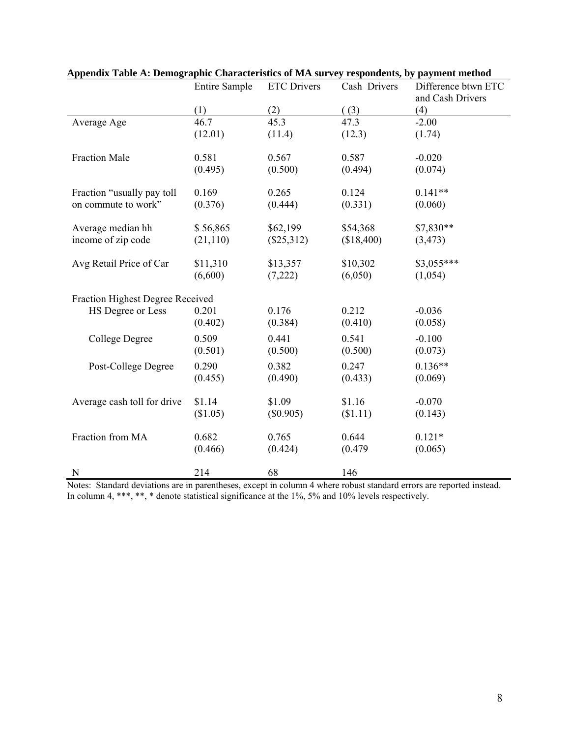**Appendix Table A: Demographic Characteristics of MA survey respondents, by payment method**

| | Entire Sample | ETC Drivers | Cash Drivers | Difference btwn ETC and Cash Drivers |
|---|---|---|---|---|
| | (1) | (2) | ( (3) | (4) |
| Average Age | 46.7 | 45.3 | 47.3 | -2.00 |
| | (12.01) | (11.4) | (12.3) | (1.74) |
| Fraction Male | 0.581 | 0.567 | 0.587 | -0.020 |
| | (0.495) | (0.500) | (0.494) | (0.074) |
| Fraction "usually pay toll on commute to work" | 0.169 | 0.265 | 0.124 | 0.141** |
| | (0.376) | (0.444) | (0.331) | (0.060) |
| Average median hh income of zip code | $ 56,865 | $62,199 | $54,368 | $7,830** |
| | (21,110) | ($25,312) | ($18,400) | (3,473) |
| Avg Retail Price of Car | $11,310 | $13,357 | $10,302 | $3,055*** |
| | (6,600) | (7,222) | (6,050) | (1,054) |
| Fraction Highest Degree Received | | | | |
| HS Degree or Less | 0.201 | 0.176 | 0.212 | -0.036 |
| | (0.402) | (0.384) | (0.410) | (0.058) |
| College Degree | 0.509 | 0.441 | 0.541 | -0.100 |
| | (0.501) | (0.500) | (0.500) | (0.073) |
| Post-College Degree | 0.290 | 0.382 | 0.247 | 0.136** |
| | (0.455) | (0.490) | (0.433) | (0.069) |
| Average cash toll for drive | $1.14 | $1.09 | $1.16 | -0.070 |
| | ($1.05) | ($0.905) | ($1.11) | (0.143) |
| Fraction from MA | 0.682 | 0.765 | 0.644 | 0.121* |
| | (0.466) | (0.424) | (0.479 | (0.065) |
| N | 214 | 68 | 146 | |

Notes: Standard deviations are in parentheses, except in column 4 where robust standard errors are reported instead. In column 4, ***, **, * denote statistical significance at the 1%, 5% and 10% levels respectively.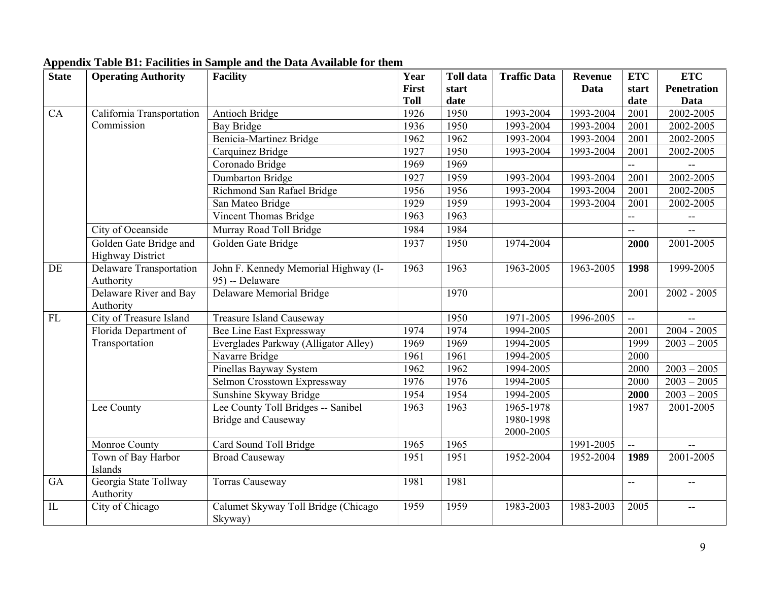**Appendix Table B1: Facilities in Sample and the Data Available for them**

| State | Operating Authority | Facility | Year First Toll | Toll data start date | Traffic Data | Revenue Data | ETC start date | ETC Penetration Data |
|---|---|---|---|---|---|---|---|---|
| CA | California Transportation Commission | Antioch Bridge | 1926 | 1950 | 1993-2004 | 1993-2004 | 2001 | 2002-2005 |
| | | Bay Bridge | 1936 | 1950 | 1993-2004 | 1993-2004 | 2001 | 2002-2005 |
| | | Benicia-Martinez Bridge | 1962 | 1962 | 1993-2004 | 1993-2004 | 2001 | 2002-2005 |
| | | Carquinez Bridge | 1927 | 1950 | 1993-2004 | 1993-2004 | 2001 | 2002-2005 |
| | | Coronado Bridge | 1969 | 1969 | | | -- | -- |
| | | Dumbarton Bridge | 1927 | 1959 | 1993-2004 | 1993-2004 | 2001 | 2002-2005 |
| | | Richmond San Rafael Bridge | 1956 | 1956 | 1993-2004 | 1993-2004 | 2001 | 2002-2005 |
| | | San Mateo Bridge | 1929 | 1959 | 1993-2004 | 1993-2004 | 2001 | 2002-2005 |
| | | Vincent Thomas Bridge | 1963 | 1963 | | | -- | -- |
| | City of Oceanside | Murray Road Toll Bridge | 1984 | 1984 | | | -- | -- |
| | Golden Gate Bridge and Highway District | Golden Gate Bridge | 1937 | 1950 | 1974-2004 | | **2000** | 2001-2005 |
| DE | Delaware Transportation Authority | John F. Kennedy Memorial Highway (I-95) -- Delaware | 1963 | 1963 | 1963-2005 | 1963-2005 | **1998** | 1999-2005 |
| | Delaware River and Bay Authority | Delaware Memorial Bridge | | 1970 | | | 2001 | 2002 - 2005 |
| FL | City of Treasure Island | Treasure Island Causeway | | 1950 | 1971-2005 | 1996-2005 | -- | -- |
| | Florida Department of Transportation | Bee Line East Expressway | 1974 | 1974 | 1994-2005 | | 2001 | 2004 - 2005 |
| | | Everglades Parkway (Alligator Alley) | 1969 | 1969 | 1994-2005 | | 1999 | 2003 – 2005 |
| | | Navarre Bridge | 1961 | 1961 | 1994-2005 | | 2000 | |
| | | Pinellas Bayway System | 1962 | 1962 | 1994-2005 | | 2000 | 2003 – 2005 |
| | | Selmon Crosstown Expressway | 1976 | 1976 | 1994-2005 | | 2000 | 2003 – 2005 |
| | | Sunshine Skyway Bridge | 1954 | 1954 | 1994-2005 | | **2000** | 2003 – 2005 |
| | Lee County | Lee County Toll Bridges -- Sanibel Bridge and Causeway | 1963 | 1963 | 1965-1978 1980-1998 2000-2005 | | 1987 | 2001-2005 |
| | Monroe County | Card Sound Toll Bridge | 1965 | 1965 | | 1991-2005 | -- | -- |
| | Town of Bay Harbor Islands | Broad Causeway | 1951 | 1951 | 1952-2004 | 1952-2004 | **1989** | 2001-2005 |
| GA | Georgia State Tollway Authority | Torras Causeway | 1981 | 1981 | | | -- | -- |
| IL | City of Chicago | Calumet Skyway Toll Bridge (Chicago Skyway) | 1959 | 1959 | 1983-2003 | 1983-2003 | 2005 | -- |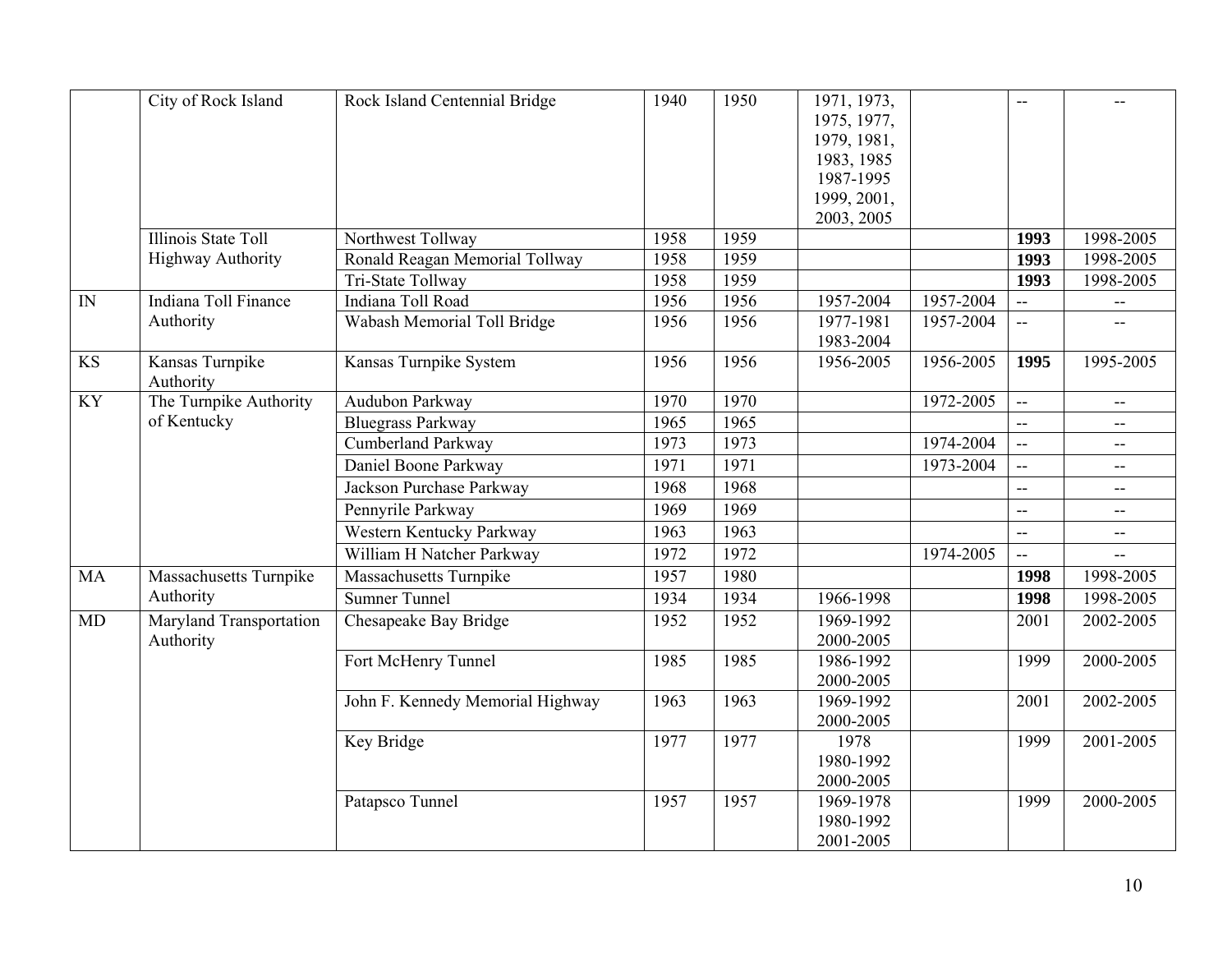| | City of Rock Island | Rock Island Centennial Bridge | 1940 | 1950 | 1971, 1973, 1975, 1977, 1979, 1981, 1983, 1985 1987-1995 1999, 2001, 2003, 2005 | | -- | -- |
|---|---|---|---|---|---|---|---|---|
| | Illinois State Toll Highway Authority | Northwest Tollway | 1958 | 1959 | | | **1993** | 1998-2005 |
| | | Ronald Reagan Memorial Tollway | 1958 | 1959 | | | **1993** | 1998-2005 |
| | | Tri-State Tollway | 1958 | 1959 | | | **1993** | 1998-2005 |
| IN | Indiana Toll Finance Authority | Indiana Toll Road | 1956 | 1956 | 1957-2004 | 1957-2004 | -- | -- |
| | | Wabash Memorial Toll Bridge | 1956 | 1956 | 1977-1981 1983-2004 | 1957-2004 | -- | -- |
| KS | Kansas Turnpike Authority | Kansas Turnpike System | 1956 | 1956 | 1956-2005 | 1956-2005 | **1995** | 1995-2005 |
| KY | The Turnpike Authority of Kentucky | Audubon Parkway | 1970 | 1970 | | 1972-2005 | -- | -- |
| | | Bluegrass Parkway | 1965 | 1965 | | | -- | -- |
| | | Cumberland Parkway | 1973 | 1973 | | 1974-2004 | -- | -- |
| | | Daniel Boone Parkway | 1971 | 1971 | | 1973-2004 | -- | -- |
| | | Jackson Purchase Parkway | 1968 | 1968 | | | -- | -- |
| | | Pennyrile Parkway | 1969 | 1969 | | | -- | -- |
| | | Western Kentucky Parkway | 1963 | 1963 | | | -- | -- |
| | | William H Natcher Parkway | 1972 | 1972 | | 1974-2005 | -- | -- |
| MA | Massachusetts Turnpike Authority | Massachusetts Turnpike | 1957 | 1980 | | | **1998** | 1998-2005 |
| | | Sumner Tunnel | 1934 | 1934 | 1966-1998 | | **1998** | 1998-2005 |
| MD | Maryland Transportation Authority | Chesapeake Bay Bridge | 1952 | 1952 | 1969-1992 2000-2005 | | 2001 | 2002-2005 |
| | | Fort McHenry Tunnel | 1985 | 1985 | 1986-1992 2000-2005 | | 1999 | 2000-2005 |
| | | John F. Kennedy Memorial Highway | 1963 | 1963 | 1969-1992 2000-2005 | | 2001 | 2002-2005 |
| | | Key Bridge | 1977 | 1977 | 1978 1980-1992 2000-2005 | | 1999 | 2001-2005 |
| | | Patapsco Tunnel | 1957 | 1957 | 1969-1978 1980-1992 2001-2005 | | 1999 | 2000-2005 |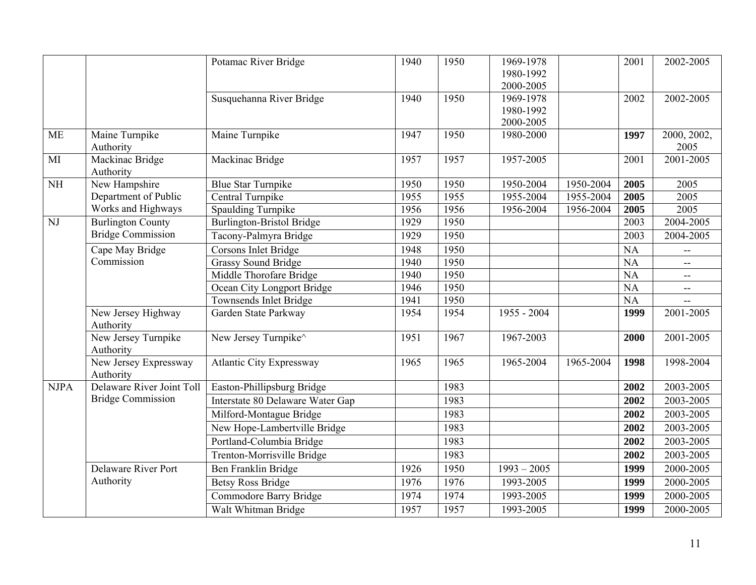| | | | | | | | | |
|---|---|---|---|---|---|---|---|---|
| | | Potamac River Bridge | 1940 | 1950 | 1969-1978<br>1980-1992<br>2000-2005 | | 2001 | 2002-2005 |
| | | Susquehanna River Bridge | 1940 | 1950 | 1969-1978<br>1980-1992<br>2000-2005 | | 2002 | 2002-2005 |
| ME | Maine Turnpike Authority | Maine Turnpike | 1947 | 1950 | 1980-2000 | | **1997** | 2000, 2002, 2005 |
| MI | Mackinac Bridge Authority | Mackinac Bridge | 1957 | 1957 | 1957-2005 | | 2001 | 2001-2005 |
| NH | New Hampshire Department of Public Works and Highways | Blue Star Turnpike | 1950 | 1950 | 1950-2004 | 1950-2004 | **2005** | 2005 |
| | | Central Turnpike | 1955 | 1955 | 1955-2004 | 1955-2004 | **2005** | 2005 |
| | | Spaulding Turnpike | 1956 | 1956 | 1956-2004 | 1956-2004 | **2005** | 2005 |
| NJ | Burlington County Bridge Commission | Burlington-Bristol Bridge | 1929 | 1950 | | | 2003 | 2004-2005 |
| | | Tacony-Palmyra Bridge | 1929 | 1950 | | | 2003 | 2004-2005 |
| | Cape May Bridge Commission | Corsons Inlet Bridge | 1948 | 1950 | | | NA | -- |
| | | Grassy Sound Bridge | 1940 | 1950 | | | NA | -- |
| | | Middle Thorofare Bridge | 1940 | 1950 | | | NA | -- |
| | | Ocean City Longport Bridge | 1946 | 1950 | | | NA | -- |
| | | Townsends Inlet Bridge | 1941 | 1950 | | | NA | -- |
| | New Jersey Highway Authority | Garden State Parkway | 1954 | 1954 | 1955 - 2004 | | **1999** | 2001-2005 |
| | New Jersey Turnpike Authority | New Jersey Turnpike^ | 1951 | 1967 | 1967-2003 | | **2000** | 2001-2005 |
| | New Jersey Expressway Authority | Atlantic City Expressway | 1965 | 1965 | 1965-2004 | 1965-2004 | **1998** | 1998-2004 |
| NJPA | Delaware River Joint Toll Bridge Commission | Easton-Phillipsburg Bridge | | 1983 | | | **2002** | 2003-2005 |
| | | Interstate 80 Delaware Water Gap | | 1983 | | | **2002** | 2003-2005 |
| | | Milford-Montague Bridge | | 1983 | | | **2002** | 2003-2005 |
| | | New Hope-Lambertville Bridge | | 1983 | | | **2002** | 2003-2005 |
| | | Portland-Columbia Bridge | | 1983 | | | **2002** | 2003-2005 |
| | | Trenton-Morrisville Bridge | | 1983 | | | **2002** | 2003-2005 |
| | Delaware River Port Authority | Ben Franklin Bridge | 1926 | 1950 | 1993 – 2005 | | **1999** | 2000-2005 |
| | | Betsy Ross Bridge | 1976 | 1976 | 1993-2005 | | **1999** | 2000-2005 |
| | | Commodore Barry Bridge | 1974 | 1974 | 1993-2005 | | **1999** | 2000-2005 |
| | | Walt Whitman Bridge | 1957 | 1957 | 1993-2005 | | **1999** | 2000-2005 |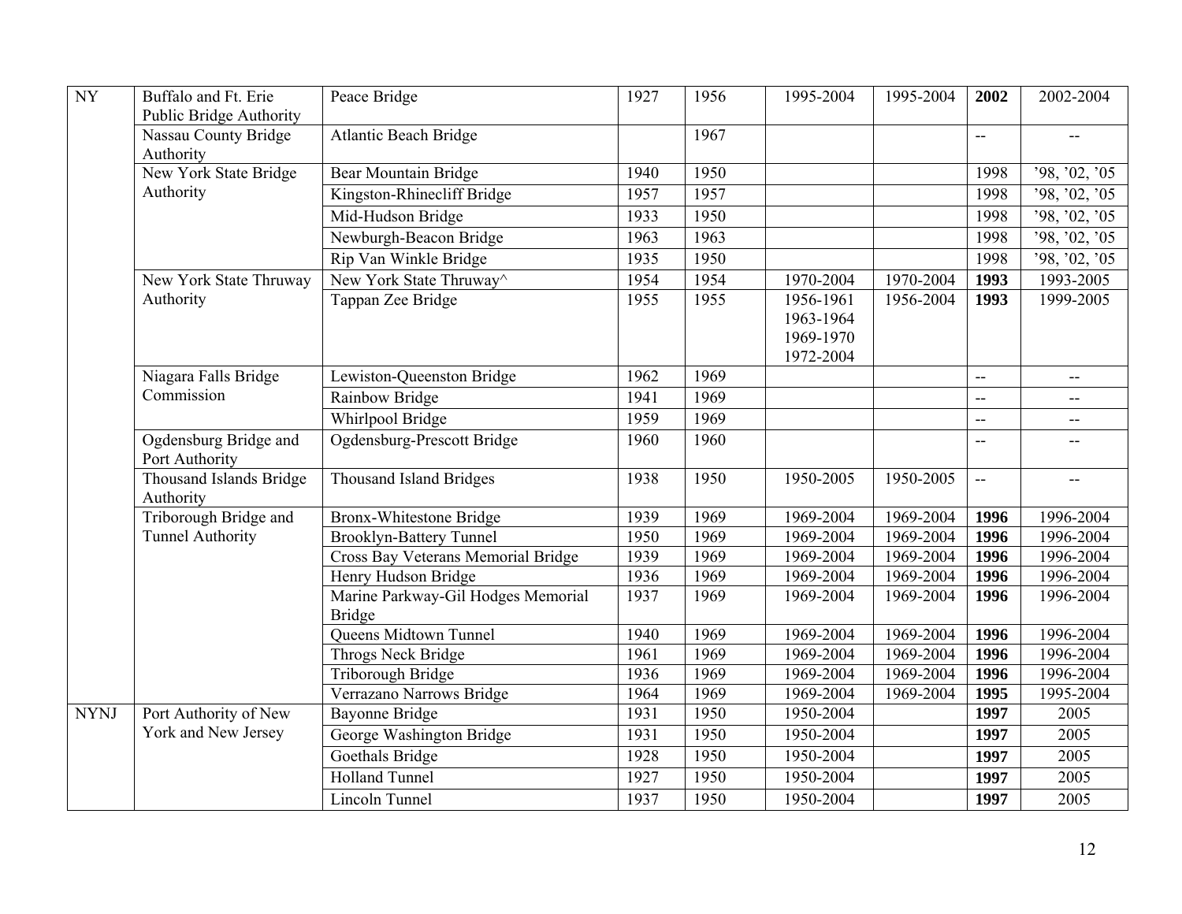| NY | Buffalo and Ft. Erie Public Bridge Authority | Peace Bridge | 1927 | 1956 | 1995-2004 | 1995-2004 | **2002** | 2002-2004 |
|---|---|---|---|---|---|---|---|---|
| | Nassau County Bridge Authority | Atlantic Beach Bridge | | 1967 | | | -- | -- |
| | New York State Bridge Authority | Bear Mountain Bridge | 1940 | 1950 | | | 1998 | ’98, ’02, ’05 |
| | | Kingston-Rhinecliff Bridge | 1957 | 1957 | | | 1998 | ’98, ’02, ’05 |
| | | Mid-Hudson Bridge | 1933 | 1950 | | | 1998 | ’98, ’02, ’05 |
| | | Newburgh-Beacon Bridge | 1963 | 1963 | | | 1998 | ’98, ’02, ’05 |
| | | Rip Van Winkle Bridge | 1935 | 1950 | | | 1998 | ’98, ’02, ’05 |
| | New York State Thruway Authority | New York State Thruway^ | 1954 | 1954 | 1970-2004 | 1970-2004 | **1993** | 1993-2005 |
| | | Tappan Zee Bridge | 1955 | 1955 | 1956-1961 1963-1964 1969-1970 1972-2004 | 1956-2004 | **1993** | 1999-2005 |
| | Niagara Falls Bridge Commission | Lewiston-Queenston Bridge | 1962 | 1969 | | | -- | -- |
| | | Rainbow Bridge | 1941 | 1969 | | | -- | -- |
| | | Whirlpool Bridge | 1959 | 1969 | | | -- | -- |
| | Ogdensburg Bridge and Port Authority | Ogdensburg-Prescott Bridge | 1960 | 1960 | | | -- | -- |
| | Thousand Islands Bridge Authority | Thousand Island Bridges | 1938 | 1950 | 1950-2005 | 1950-2005 | -- | -- |
| | Triborough Bridge and Tunnel Authority | Bronx-Whitestone Bridge | 1939 | 1969 | 1969-2004 | 1969-2004 | **1996** | 1996-2004 |
| | | Brooklyn-Battery Tunnel | 1950 | 1969 | 1969-2004 | 1969-2004 | **1996** | 1996-2004 |
| | | Cross Bay Veterans Memorial Bridge | 1939 | 1969 | 1969-2004 | 1969-2004 | **1996** | 1996-2004 |
| | | Henry Hudson Bridge | 1936 | 1969 | 1969-2004 | 1969-2004 | **1996** | 1996-2004 |
| | | Marine Parkway-Gil Hodges Memorial Bridge | 1937 | 1969 | 1969-2004 | 1969-2004 | **1996** | 1996-2004 |
| | | Queens Midtown Tunnel | 1940 | 1969 | 1969-2004 | 1969-2004 | **1996** | 1996-2004 |
| | | Throgs Neck Bridge | 1961 | 1969 | 1969-2004 | 1969-2004 | **1996** | 1996-2004 |
| | | Triborough Bridge | 1936 | 1969 | 1969-2004 | 1969-2004 | **1996** | 1996-2004 |
| | | Verrazano Narrows Bridge | 1964 | 1969 | 1969-2004 | 1969-2004 | **1995** | 1995-2004 |
| NYNJ | Port Authority of New York and New Jersey | Bayonne Bridge | 1931 | 1950 | 1950-2004 | | **1997** | 2005 |
| | | George Washington Bridge | 1931 | 1950 | 1950-2004 | | **1997** | 2005 |
| | | Goethals Bridge | 1928 | 1950 | 1950-2004 | | **1997** | 2005 |
| | | Holland Tunnel | 1927 | 1950 | 1950-2004 | | **1997** | 2005 |
| | | Lincoln Tunnel | 1937 | 1950 | 1950-2004 | | **1997** | 2005 |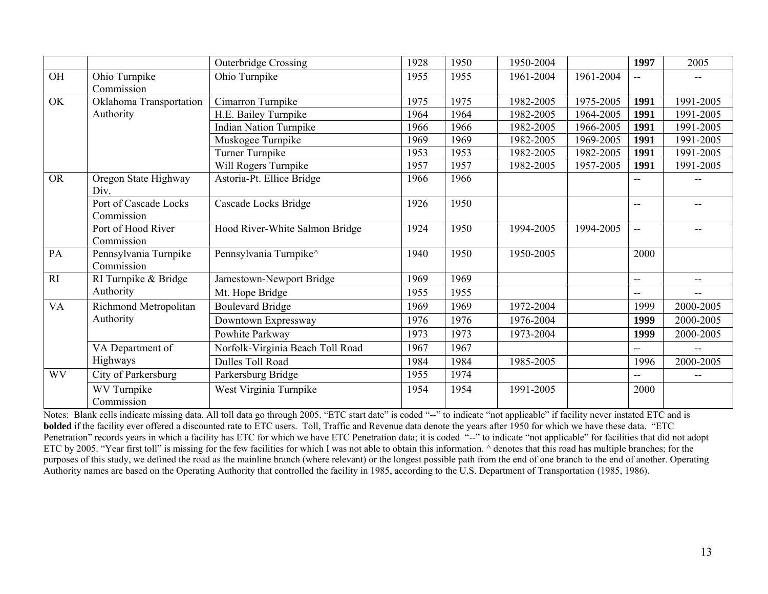| | | | | | | | | |
|---|---|---|---|---|---|---|---|---|
| | | Outerbridge Crossing | 1928 | 1950 | 1950-2004 | | **1997** | 2005 |
| OH | Ohio Turnpike Commission | Ohio Turnpike | 1955 | 1955 | 1961-2004 | 1961-2004 | -- | -- |
| OK | Oklahoma Transportation Authority | Cimarron Turnpike | 1975 | 1975 | 1982-2005 | 1975-2005 | **1991** | 1991-2005 |
| | | H.E. Bailey Turnpike | 1964 | 1964 | 1982-2005 | 1964-2005 | **1991** | 1991-2005 |
| | | Indian Nation Turnpike | 1966 | 1966 | 1982-2005 | 1966-2005 | **1991** | 1991-2005 |
| | | Muskogee Turnpike | 1969 | 1969 | 1982-2005 | 1969-2005 | **1991** | 1991-2005 |
| | | Turner Turnpike | 1953 | 1953 | 1982-2005 | 1982-2005 | **1991** | 1991-2005 |
| | | Will Rogers Turnpike | 1957 | 1957 | 1982-2005 | 1957-2005 | **1991** | 1991-2005 |
| OR | Oregon State Highway Div. | Astoria-Pt. Ellice Bridge | 1966 | 1966 | | | -- | -- |
| | Port of Cascade Locks Commission | Cascade Locks Bridge | 1926 | 1950 | | | -- | -- |
| | Port of Hood River Commission | Hood River-White Salmon Bridge | 1924 | 1950 | 1994-2005 | 1994-2005 | -- | -- |
| PA | Pennsylvania Turnpike Commission | Pennsylvania Turnpike^ | 1940 | 1950 | 1950-2005 | | 2000 | |
| RI | RI Turnpike & Bridge Authority | Jamestown-Newport Bridge | 1969 | 1969 | | | -- | -- |
| | | Mt. Hope Bridge | 1955 | 1955 | | | -- | -- |
| VA | Richmond Metropolitan Authority | Boulevard Bridge | 1969 | 1969 | 1972-2004 | | 1999 | 2000-2005 |
| | | Downtown Expressway | 1976 | 1976 | 1976-2004 | | **1999** | 2000-2005 |
| | | Powhite Parkway | 1973 | 1973 | 1973-2004 | | **1999** | 2000-2005 |
| | VA Department of Highways | Norfolk-Virginia Beach Toll Road | 1967 | 1967 | | | -- | -- |
| | | Dulles Toll Road | 1984 | 1984 | 1985-2005 | | 1996 | 2000-2005 |
| WV | City of Parkersburg | Parkersburg Bridge | 1955 | 1974 | | | -- | -- |
| | WV Turnpike Commission | West Virginia Turnpike | 1954 | 1954 | 1991-2005 | | 2000 | |

Notes: Blank cells indicate missing data. All toll data go through 2005. "ETC start date" is coded "--" to indicate "not applicable" if facility never instated ETC and is **bolded** if the facility ever offered a discounted rate to ETC users. Toll, Traffic and Revenue data denote the years after 1950 for which we have these data. "ETC Penetration" records years in which a facility has ETC for which we have ETC Penetration data; it is coded "--" to indicate "not applicable" for facilities that did not adopt ETC by 2005. "Year first toll" is missing for the few facilities for which I was not able to obtain this information. ^ denotes that this road has multiple branches; for the purposes of this study, we defined the road as the mainline branch (where relevant) or the longest possible path from the end of one branch to the end of another. Operating Authority names are based on the Operating Authority that controlled the facility in 1985, according to the U.S. Department of Transportation (1985, 1986).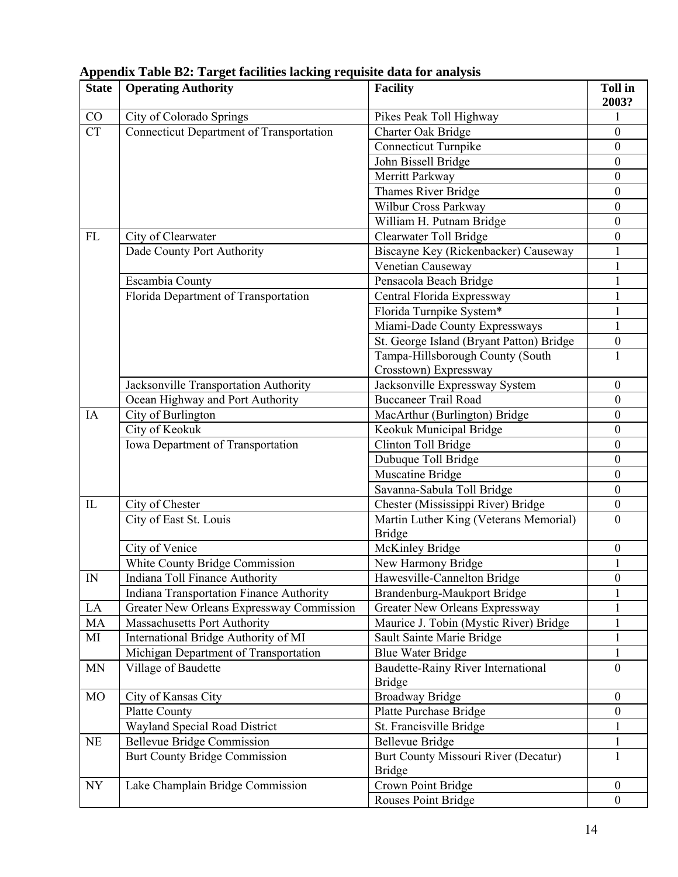**Appendix Table B2: Target facilities lacking requisite data for analysis**

| State | Operating Authority | Facility | Toll in 2003? |
|---|---|---|---|
| CO | City of Colorado Springs | Pikes Peak Toll Highway | 1 |
| CT | Connecticut Department of Transportation | Charter Oak Bridge | 0 |
| | | Connecticut Turnpike | 0 |
| | | John Bissell Bridge | 0 |
| | | Merritt Parkway | 0 |
| | | Thames River Bridge | 0 |
| | | Wilbur Cross Parkway | 0 |
| | | William H. Putnam Bridge | 0 |
| FL | City of Clearwater | Clearwater Toll Bridge | 0 |
| | Dade County Port Authority | Biscayne Key (Rickenbacker) Causeway | 1 |
| | | Venetian Causeway | 1 |
| | Escambia County | Pensacola Beach Bridge | 1 |
| | Florida Department of Transportation | Central Florida Expressway | 1 |
| | | Florida Turnpike System* | 1 |
| | | Miami-Dade County Expressways | 1 |
| | | St. George Island (Bryant Patton) Bridge | 0 |
| | | Tampa-Hillsborough County (South Crosstown) Expressway | 1 |
| | Jacksonville Transportation Authority | Jacksonville Expressway System | 0 |
| | Ocean Highway and Port Authority | Buccaneer Trail Road | 0 |
| IA | City of Burlington | MacArthur (Burlington) Bridge | 0 |
| | City of Keokuk | Keokuk Municipal Bridge | 0 |
| | Iowa Department of Transportation | Clinton Toll Bridge | 0 |
| | | Dubuque Toll Bridge | 0 |
| | | Muscatine Bridge | 0 |
| | | Savanna-Sabula Toll Bridge | 0 |
| IL | City of Chester | Chester (Mississippi River) Bridge | 0 |
| | City of East St. Louis | Martin Luther King (Veterans Memorial) Bridge | 0 |
| | City of Venice | McKinley Bridge | 0 |
| | White County Bridge Commission | New Harmony Bridge | 1 |
| IN | Indiana Toll Finance Authority | Hawesville-Cannelton Bridge | 0 |
| | Indiana Transportation Finance Authority | Brandenburg-Maukport Bridge | 1 |
| LA | Greater New Orleans Expressway Commission | Greater New Orleans Expressway | 1 |
| MA | Massachusetts Port Authority | Maurice J. Tobin (Mystic River) Bridge | 1 |
| MI | International Bridge Authority of MI | Sault Sainte Marie Bridge | 1 |
| | Michigan Department of Transportation | Blue Water Bridge | 1 |
| MN | Village of Baudette | Baudette-Rainy River International Bridge | 0 |
| MO | City of Kansas City | Broadway Bridge | 0 |
| | Platte County | Platte Purchase Bridge | 0 |
| | Wayland Special Road District | St. Francisville Bridge | 1 |
| NE | Bellevue Bridge Commission | Bellevue Bridge | 1 |
| | Burt County Bridge Commission | Burt County Missouri River (Decatur) Bridge | 1 |
| NY | Lake Champlain Bridge Commission | Crown Point Bridge | 0 |
| | | Rouses Point Bridge | 0 |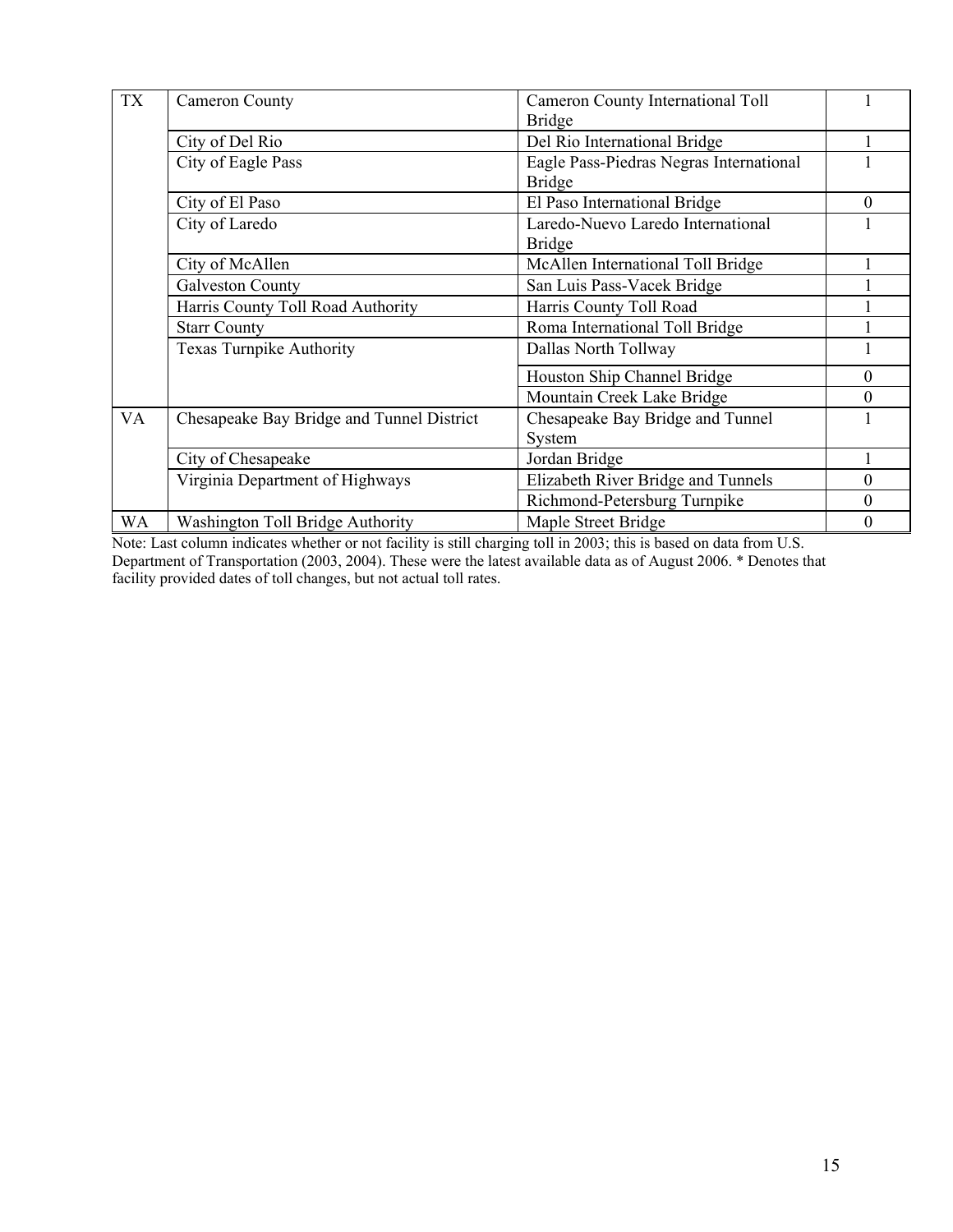| | | | |
|---|---|---|---|
| TX | Cameron County | Cameron County International Toll Bridge | 1 |
| | City of Del Rio | Del Rio International Bridge | 1 |
| | City of Eagle Pass | Eagle Pass-Piedras Negras International Bridge | 1 |
| | City of El Paso | El Paso International Bridge | 0 |
| | City of Laredo | Laredo-Nuevo Laredo International Bridge | 1 |
| | City of McAllen | McAllen International Toll Bridge | 1 |
| | Galveston County | San Luis Pass-Vacek Bridge | 1 |
| | Harris County Toll Road Authority | Harris County Toll Road | 1 |
| | Starr County | Roma International Toll Bridge | 1 |
| | Texas Turnpike Authority | Dallas North Tollway | 1 |
| | | Houston Ship Channel Bridge | 0 |
| | | Mountain Creek Lake Bridge | 0 |
| VA | Chesapeake Bay Bridge and Tunnel District | Chesapeake Bay Bridge and Tunnel System | 1 |
| | City of Chesapeake | Jordan Bridge | 1 |
| | Virginia Department of Highways | Elizabeth River Bridge and Tunnels | 0 |
| | | Richmond-Petersburg Turnpike | 0 |
| WA | Washington Toll Bridge Authority | Maple Street Bridge | 0 |

Note: Last column indicates whether or not facility is still charging toll in 2003; this is based on data from U.S. Department of Transportation (2003, 2004). These were the latest available data as of August 2006. * Denotes that facility provided dates of toll changes, but not actual toll rates.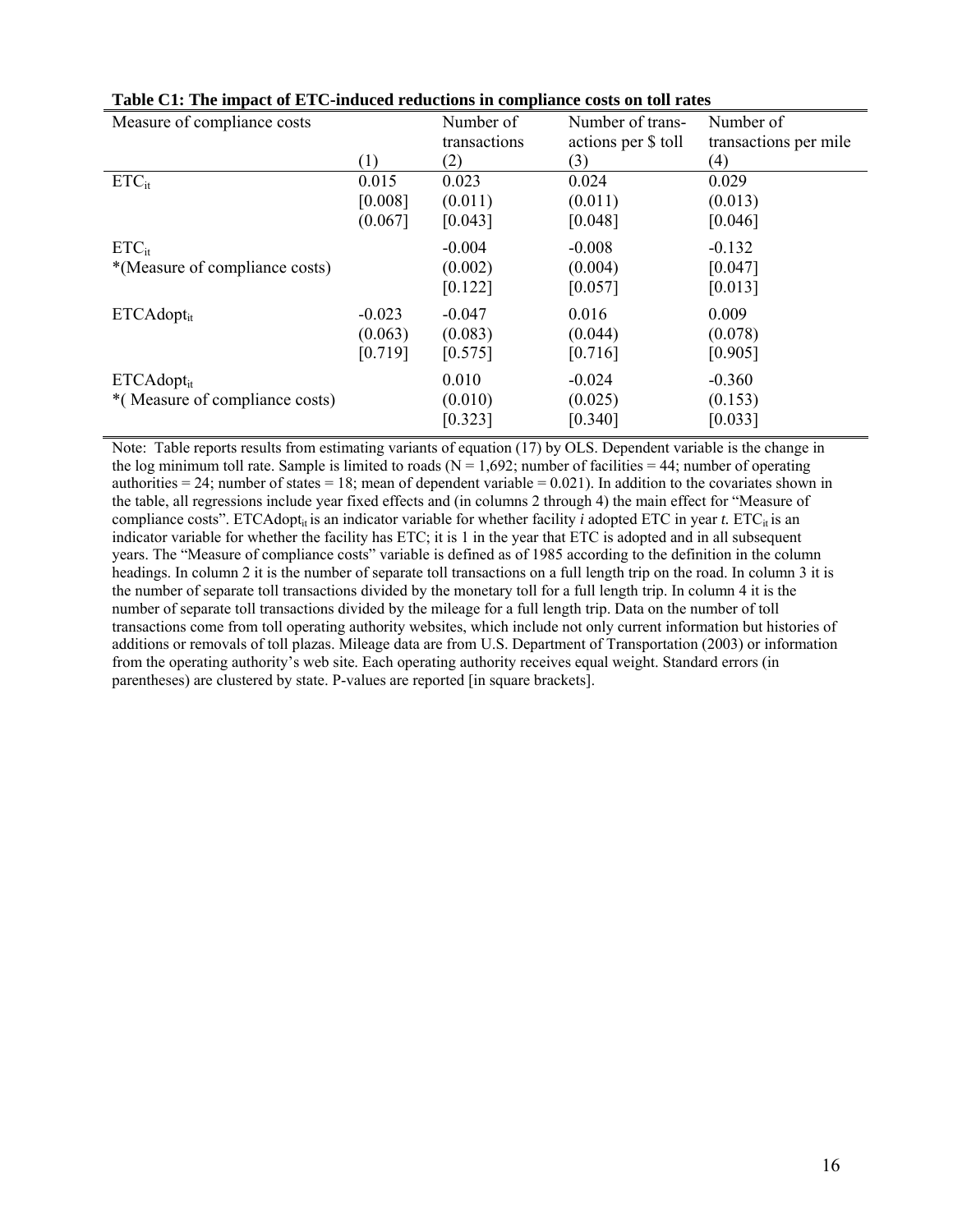**Table C1: The impact of ETC-induced reductions in compliance costs on toll rates**

| Measure of compliance costs | (1) | Number of transactions (2) | Number of transactions per $ toll (3) | Number of transactions per mile (4) |
|---|---|---|---|---|
| $ETC_{it}$ | 0.015 | 0.023 | 0.024 | 0.029 |
| | [0.008] | (0.011) | (0.011) | (0.013) |
| | (0.067] | [0.043] | [0.048] | [0.046] |
| $ETC_{it}$ *(Measure of compliance costs) | | -0.004 | -0.008 | -0.132 |
| | | (0.002) | (0.004) | [0.047] |
| | | [0.122] | [0.057] | [0.013] |
| $ETCAdopt_{it}$ | -0.023 | -0.047 | 0.016 | 0.009 |
| | (0.063) | (0.083) | (0.044) | (0.078) |
| | [0.719] | [0.575] | [0.716] | [0.905] |
| $ETCAdopt_{it}$ *( Measure of compliance costs) | | 0.010 | -0.024 | -0.360 |
| | | (0.010) | (0.025) | (0.153) |
| | | [0.323] | [0.340] | [0.033] |

Note: Table reports results from estimating variants of equation (17) by OLS. Dependent variable is the change in the log minimum toll rate. Sample is limited to roads (N = 1,692; number of facilities = 44; number of operating authorities = 24; number of states = 18; mean of dependent variable = 0.021). In addition to the covariates shown in the table, all regressions include year fixed effects and (in columns 2 through 4) the main effect for "Measure of compliance costs". $ETCAdopt_{it}$ is an indicator variable for whether facility *i* adopted ETC in year *t*. $ETC_{it}$ is an indicator variable for whether the facility has ETC; it is 1 in the year that ETC is adopted and in all subsequent years. The "Measure of compliance costs" variable is defined as of 1985 according to the definition in the column headings. In column 2 it is the number of separate toll transactions on a full length trip on the road. In column 3 it is the number of separate toll transactions divided by the monetary toll for a full length trip. In column 4 it is the number of separate toll transactions divided by the mileage for a full length trip. Data on the number of toll transactions come from toll operating authority websites, which include not only current information but histories of additions or removals of toll plazas. Mileage data are from U.S. Department of Transportation (2003) or information from the operating authority's web site. Each operating authority receives equal weight. Standard errors (in parentheses) are clustered by state. P-values are reported [in square brackets].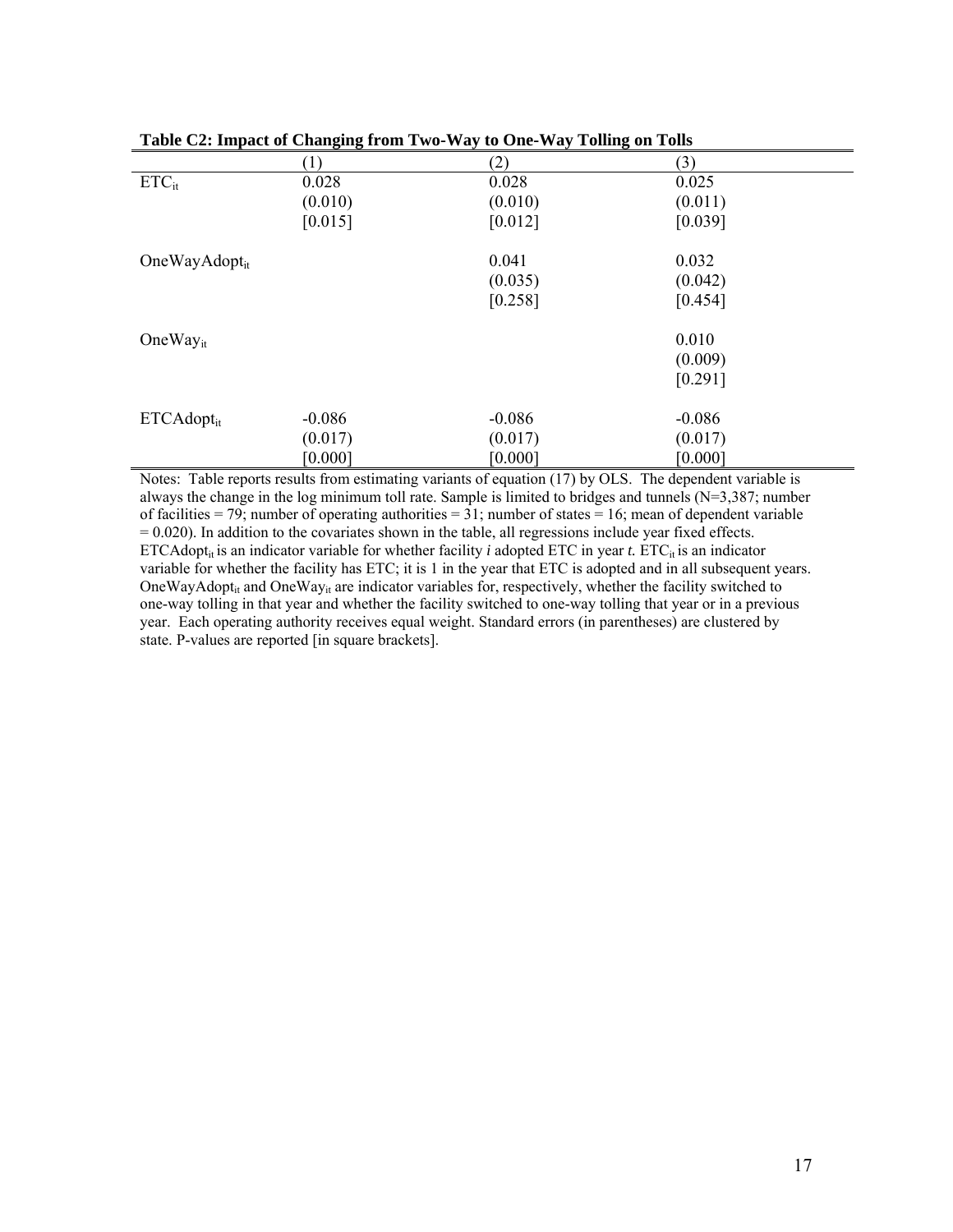**Table C2: Impact of Changing from Two-Way to One-Way Tolling on Tolls**

| | (1) | (2) | (3) |
|---|---|---|---|
| $ETC_{it}$ | 0.028 | 0.028 | 0.025 |
| | (0.010) | (0.010) | (0.011) |
| | [0.015] | [0.012] | [0.039] |
| $OneWayAdopt_{it}$ | | 0.041 | 0.032 |
| | | (0.035) | (0.042) |
| | | [0.258] | [0.454] |
| $OneWay_{it}$ | | | 0.010 |
| | | | (0.009) |
| | | | [0.291] |
| $ETCAdopt_{it}$ | -0.086 | -0.086 | -0.086 |
| | (0.017) | (0.017) | (0.017) |
| | [0.000] | [0.000] | [0.000] |

Notes: Table reports results from estimating variants of equation (17) by OLS. The dependent variable is always the change in the log minimum toll rate. Sample is limited to bridges and tunnels (N=3,387; number of facilities = 79; number of operating authorities = 31; number of states = 16; mean of dependent variable = 0.020). In addition to the covariates shown in the table, all regressions include year fixed effects. $ETCAdopt_{it}$ is an indicator variable for whether facility *i* adopted ETC in year *t*. $ETC_{it}$ is an indicator variable for whether the facility has ETC; it is 1 in the year that ETC is adopted and in all subsequent years. $OneWayAdopt_{it}$ and $OneWay_{it}$ are indicator variables for, respectively, whether the facility switched to one-way tolling in that year and whether the facility switched to one-way tolling that year or in a previous year. Each operating authority receives equal weight. Standard errors (in parentheses) are clustered by state. P-values are reported [in square brackets].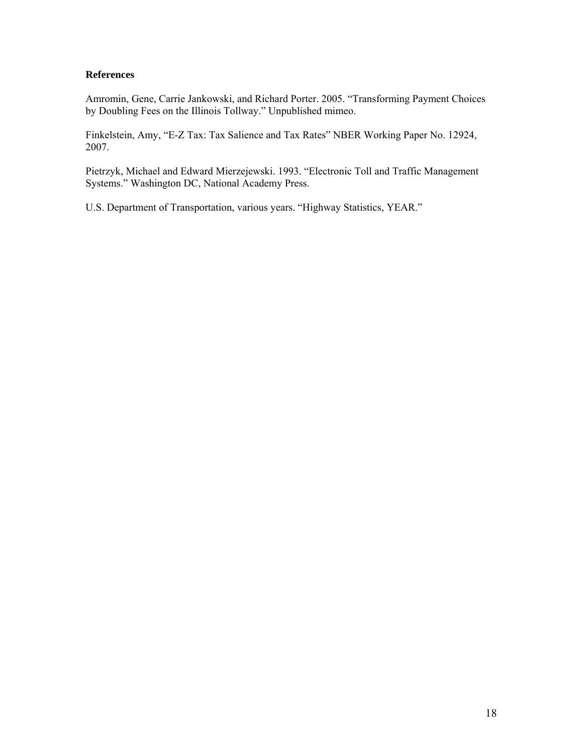**References**

Amromin, Gene, Carrie Jankowski, and Richard Porter. 2005. "Transforming Payment Choices by Doubling Fees on the Illinois Tollway." Unpublished mimeo.

Finkelstein, Amy, "E-Z Tax: Tax Salience and Tax Rates" NBER Working Paper No. 12924, 2007.

Pietrzyk, Michael and Edward Mierzejewski. 1993. "Electronic Toll and Traffic Management Systems." Washington DC, National Academy Press.

U.S. Department of Transportation, various years. "Highway Statistics, YEAR."